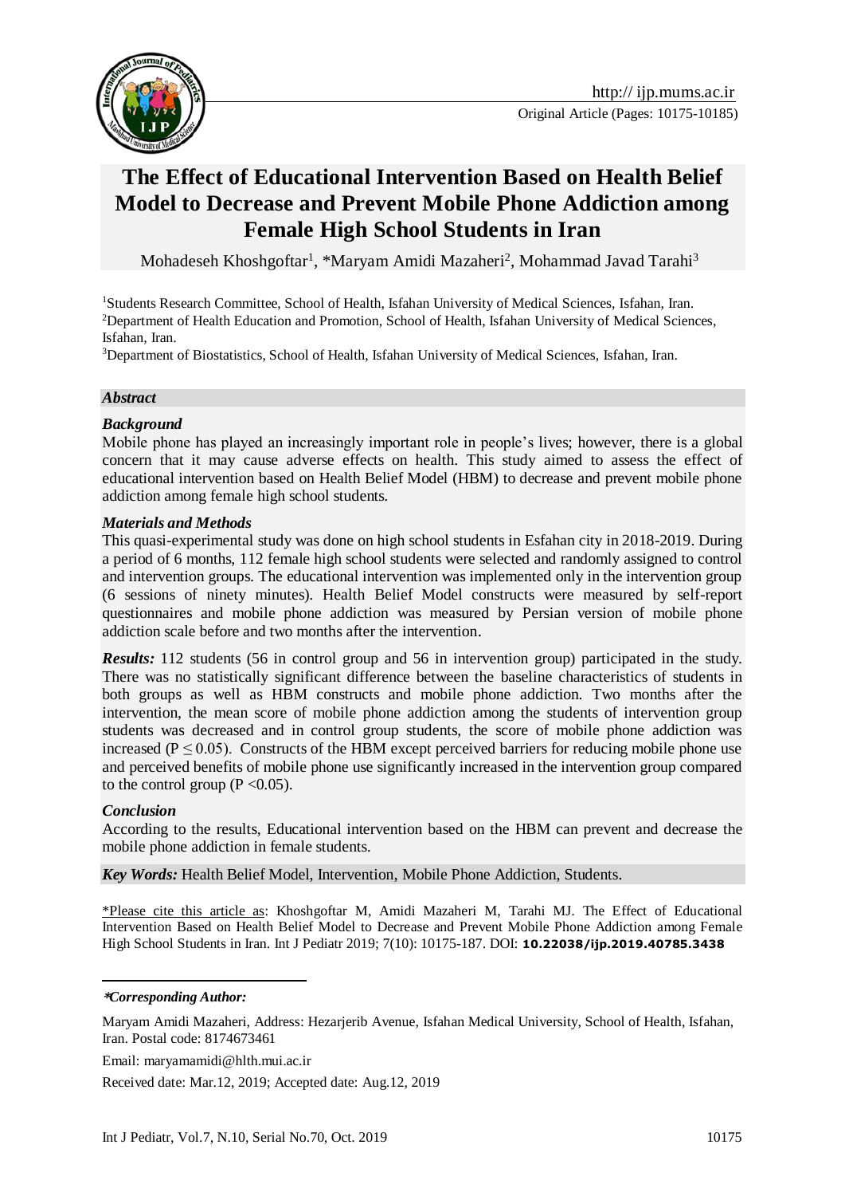# The Effect of Educational Intervention Based on Health Belief Model to Decrease and Prevent Mobile Phone Addiction among Female High School Students in Iran

Mohadeseh Khoshgoftar[1], *Maryam Amidi Mazaheri[2], Mohammad Javad Tarahi[3]

[1]Students Research Committee, School of Health, Isfahan University of Medical Sciences, Isfahan, Iran.
[2]Department of Health Education and Promotion, School of Health, Isfahan University of Medical Sciences, Isfahan, Iran.
[3]Department of Biostatistics, School of Health, Isfahan University of Medical Sciences, Isfahan, Iran.

## *Abstract*

### *Background*

Mobile phone has played an increasingly important role in people's lives; however, there is a global concern that it may cause adverse effects on health. This study aimed to assess the effect of educational intervention based on Health Belief Model (HBM) to decrease and prevent mobile phone addiction among female high school students.

### *Materials and Methods*

This quasi-experimental study was done on high school students in Esfahan city in 2018-2019. During a period of 6 months, 112 female high school students were selected and randomly assigned to control and intervention groups. The educational intervention was implemented only in the intervention group (6 sessions of ninety minutes). Health Belief Model constructs were measured by self-report questionnaires and mobile phone addiction was measured by Persian version of mobile phone addiction scale before and two months after the intervention.

***Results:*** 112 students (56 in control group and 56 in intervention group) participated in the study. There was no statistically significant difference between the baseline characteristics of students in both groups as well as HBM constructs and mobile phone addiction. Two months after the intervention, the mean score of mobile phone addiction among the students of intervention group students was decreased and in control group students, the score of mobile phone addiction was increased ($P \leq 0.05$). Constructs of the HBM except perceived barriers for reducing mobile phone use and perceived benefits of mobile phone use significantly increased in the intervention group compared to the control group ($P < 0.05$).

### *Conclusion*

According to the results, Educational intervention based on the HBM can prevent and decrease the mobile phone addiction in female students.

***Key Words:*** Health Belief Model, Intervention, Mobile Phone Addiction, Students.

\*Please cite this article as: Khoshgoftar M, Amidi Mazaheri M, Tarahi MJ. The Effect of Educational Intervention Based on Health Belief Model to Decrease and Prevent Mobile Phone Addiction among Female High School Students in Iran. Int J Pediatr 2019; 7(10): 10175-187. DOI: **10.22038/ijp.2019.40785.3438**

***\*Corresponding Author:***

Maryam Amidi Mazaheri, Address: Hezarjerib Avenue, Isfahan Medical University, School of Health, Isfahan, Iran. Postal code: 8174673461

Email: maryamamidi@hlth.mui.ac.ir

Received date: Mar.12, 2019; Accepted date: Aug.12, 2019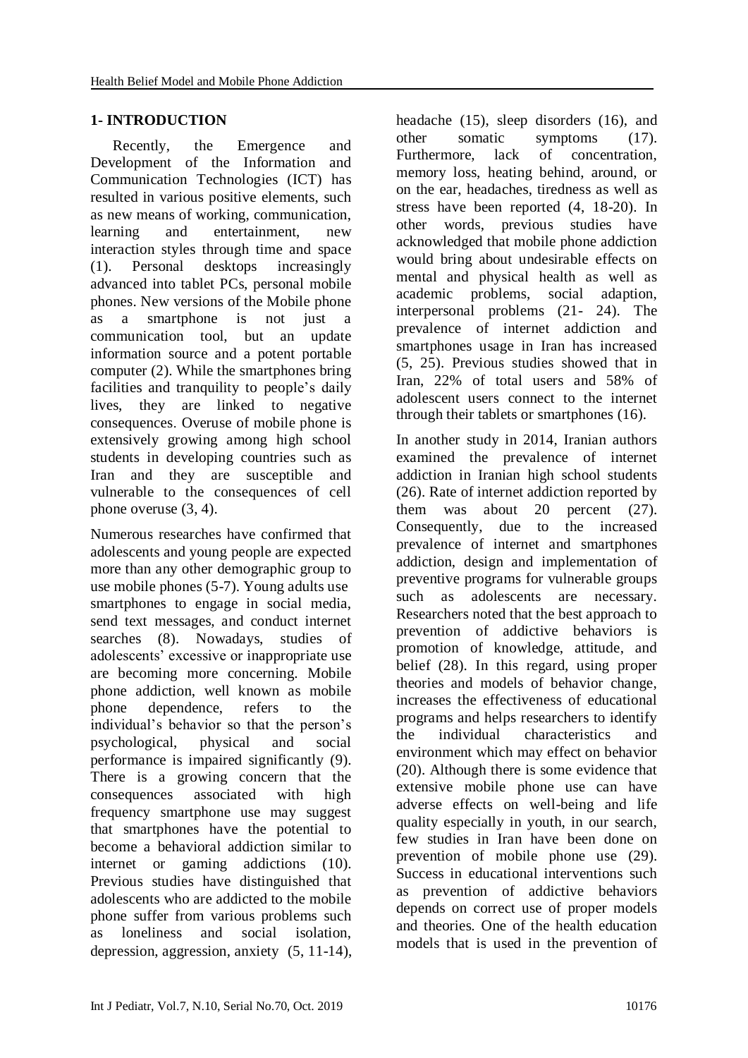## 1- INTRODUCTION

Recently, the Emergence and Development of the Information and Communication Technologies (ICT) has resulted in various positive elements, such as new means of working, communication, learning and entertainment, new interaction styles through time and space (1). Personal desktops increasingly advanced into tablet PCs, personal mobile phones. New versions of the Mobile phone as a smartphone is not just a communication tool, but an update information source and a potent portable computer (2). While the smartphones bring facilities and tranquility to people's daily lives, they are linked to negative consequences. Overuse of mobile phone is extensively growing among high school students in developing countries such as Iran and they are susceptible and vulnerable to the consequences of cell phone overuse (3, 4).

Numerous researches have confirmed that adolescents and young people are expected more than any other demographic group to use mobile phones (5-7). Young adults use smartphones to engage in social media, send text messages, and conduct internet searches (8). Nowadays, studies of adolescents' excessive or inappropriate use are becoming more concerning. Mobile phone addiction, well known as mobile phone dependence, refers to the individual's behavior so that the person's psychological, physical and social performance is impaired significantly (9). There is a growing concern that the consequences associated with high frequency smartphone use may suggest that smartphones have the potential to become a behavioral addiction similar to internet or gaming addictions (10). Previous studies have distinguished that adolescents who are addicted to the mobile phone suffer from various problems such as loneliness and social isolation, depression, aggression, anxiety (5, 11-14), headache (15), sleep disorders (16), and other somatic symptoms (17). Furthermore, lack of concentration, memory loss, heating behind, around, or on the ear, headaches, tiredness as well as stress have been reported (4, 18-20). In other words, previous studies have acknowledged that mobile phone addiction would bring about undesirable effects on mental and physical health as well as academic problems, social adaption, interpersonal problems (21- 24). The prevalence of internet addiction and smartphones usage in Iran has increased (5, 25). Previous studies showed that in Iran, 22% of total users and 58% of adolescent users connect to the internet through their tablets or smartphones (16).

In another study in 2014, Iranian authors examined the prevalence of internet addiction in Iranian high school students (26). Rate of internet addiction reported by them was about 20 percent (27). Consequently, due to the increased prevalence of internet and smartphones addiction, design and implementation of preventive programs for vulnerable groups such as adolescents are necessary. Researchers noted that the best approach to prevention of addictive behaviors is promotion of knowledge, attitude, and belief (28). In this regard, using proper theories and models of behavior change, increases the effectiveness of educational programs and helps researchers to identify the individual characteristics and environment which may effect on behavior (20). Although there is some evidence that extensive mobile phone use can have adverse effects on well-being and life quality especially in youth, in our search, few studies in Iran have been done on prevention of mobile phone use (29). Success in educational interventions such as prevention of addictive behaviors depends on correct use of proper models and theories. One of the health education models that is used in the prevention of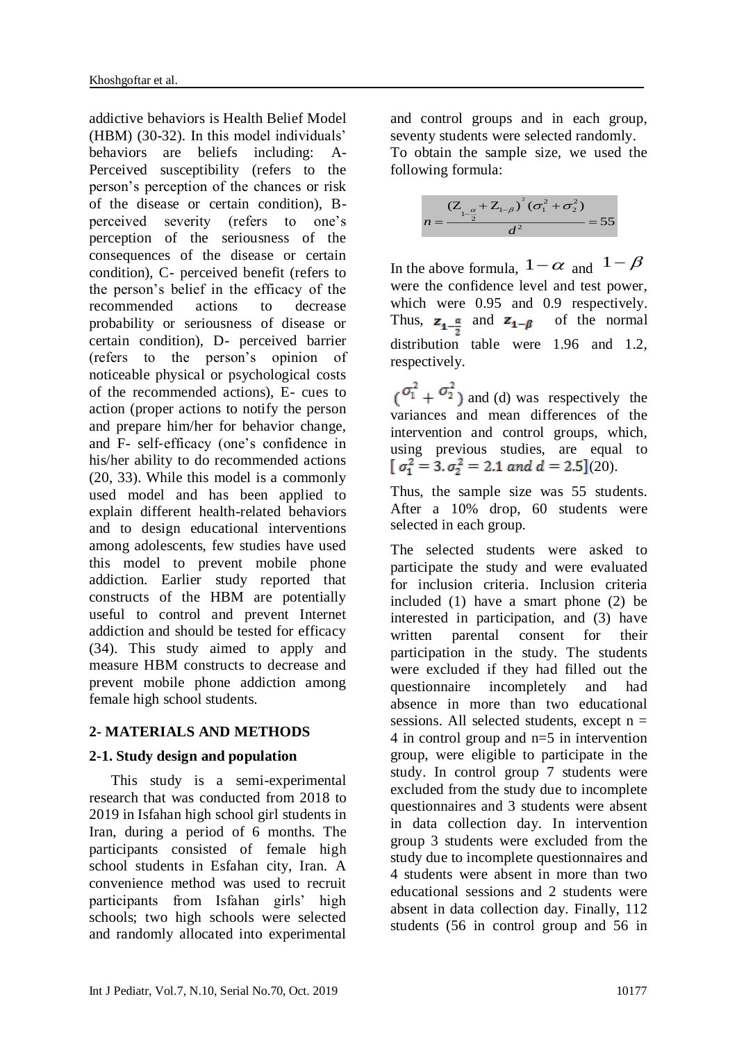addictive behaviors is Health Belief Model (HBM) (30-32). In this model individuals' behaviors are beliefs including: A- Perceived susceptibility (refers to the person's perception of the chances or risk of the disease or certain condition), B- perceived severity (refers to one's perception of the seriousness of the consequences of the disease or certain condition), C- perceived benefit (refers to the person's belief in the efficacy of the recommended actions to decrease probability or seriousness of disease or certain condition), D- perceived barrier (refers to the person's opinion of noticeable physical or psychological costs of the recommended actions), E- cues to action (proper actions to notify the person and prepare him/her for behavior change, and F- self-efficacy (one's confidence in his/her ability to do recommended actions (20, 33). While this model is a commonly used model and has been applied to explain different health-related behaviors and to design educational interventions among adolescents, few studies have used this model to prevent mobile phone addiction. Earlier study reported that constructs of the HBM are potentially useful to control and prevent Internet addiction and should be tested for efficacy (34). This study aimed to apply and measure HBM constructs to decrease and prevent mobile phone addiction among female high school students.

## 2- MATERIALS AND METHODS

### 2-1. Study design and population

This study is a semi-experimental research that was conducted from 2018 to 2019 in Isfahan high school girl students in Iran, during a period of 6 months. The participants consisted of female high school students in Esfahan city, Iran. A convenience method was used to recruit participants from Isfahan girls' high schools; two high schools were selected and randomly allocated into experimental and control groups and in each group, seventy students were selected randomly. To obtain the sample size, we used the following formula:

$$n = \frac{(Z_{1-\frac{\alpha}{2}} + Z_{1-\beta})^2 (\sigma_1^2 + \sigma_2^2)}{d^2} = 55$$

In the above formula, $1-\alpha$ and $1-\beta$ were the confidence level and test power, which were 0.95 and 0.9 respectively. Thus, $z_{1-\frac{\alpha}{2}}$ and $z_{1-\beta}$ of the normal distribution table were 1.96 and 1.2, respectively.

$(\sigma_1^2 + \sigma_2^2)$ and (d) was respectively the variances and mean differences of the intervention and control groups, which, using previous studies, are equal to $[\sigma_1^2 = 3. \sigma_2^2 = 2.1 \text{ and } d = 2.5]$(20).

Thus, the sample size was 55 students. After a 10% drop, 60 students were selected in each group.

The selected students were asked to participate the study and were evaluated for inclusion criteria. Inclusion criteria included (1) have a smart phone (2) be interested in participation, and (3) have written parental consent for their participation in the study. The students were excluded if they had filled out the questionnaire incompletely and had absence in more than two educational sessions. All selected students, except n = 4 in control group and n=5 in intervention group, were eligible to participate in the study. In control group 7 students were excluded from the study due to incomplete questionnaires and 3 students were absent in data collection day. In intervention group 3 students were excluded from the study due to incomplete questionnaires and 4 students were absent in more than two educational sessions and 2 students were absent in data collection day. Finally, 112 students (56 in control group and 56 in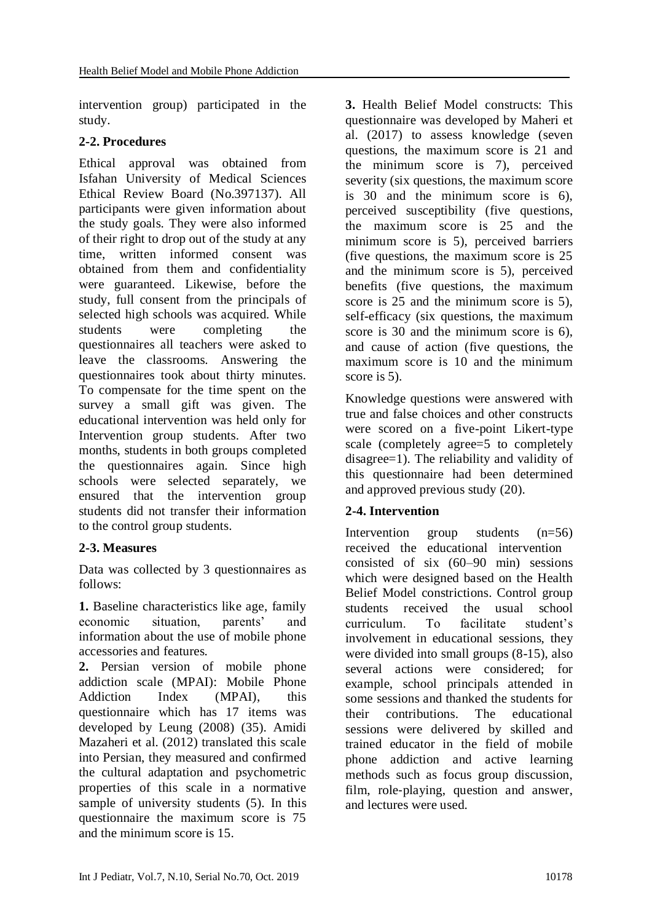intervention group) participated in the study.

### 2-2. Procedures

Ethical approval was obtained from Isfahan University of Medical Sciences Ethical Review Board (No.397137). All participants were given information about the study goals. They were also informed of their right to drop out of the study at any time, written informed consent was obtained from them and confidentiality were guaranteed. Likewise, before the study, full consent from the principals of selected high schools was acquired. While students were completing the questionnaires all teachers were asked to leave the classrooms. Answering the questionnaires took about thirty minutes. To compensate for the time spent on the survey a small gift was given. The educational intervention was held only for Intervention group students. After two months, students in both groups completed the questionnaires again. Since high schools were selected separately, we ensured that the intervention group students did not transfer their information to the control group students.

### 2-3. Measures

Data was collected by 3 questionnaires as follows:

**1.** Baseline characteristics like age, family economic situation, parents' and information about the use of mobile phone accessories and features.

**2.** Persian version of mobile phone addiction scale (MPAI): Mobile Phone Addiction Index (MPAI), this questionnaire which has 17 items was developed by Leung (2008) (35). Amidi Mazaheri et al. (2012) translated this scale into Persian, they measured and confirmed the cultural adaptation and psychometric properties of this scale in a normative sample of university students (5). In this questionnaire the maximum score is 75 and the minimum score is 15.

**3.** Health Belief Model constructs: This questionnaire was developed by Maheri et al. (2017) to assess knowledge (seven questions, the maximum score is 21 and the minimum score is 7), perceived severity (six questions, the maximum score is 30 and the minimum score is 6), perceived susceptibility (five questions, the maximum score is 25 and the minimum score is 5), perceived barriers (five questions, the maximum score is 25 and the minimum score is 5), perceived benefits (five questions, the maximum score is 25 and the minimum score is 5), self-efficacy (six questions, the maximum score is 30 and the minimum score is 6), and cause of action (five questions, the maximum score is 10 and the minimum score is 5).

Knowledge questions were answered with true and false choices and other constructs were scored on a five-point Likert-type scale (completely agree=5 to completely disagree=1). The reliability and validity of this questionnaire had been determined and approved previous study (20).

### 2-4. Intervention

Intervention group students (n=56) received the educational intervention consisted of six (60–90 min) sessions which were designed based on the Health Belief Model constrictions. Control group students received the usual school curriculum. To facilitate student's involvement in educational sessions, they were divided into small groups (8-15), also several actions were considered; for example, school principals attended in some sessions and thanked the students for their contributions. The educational sessions were delivered by skilled and trained educator in the field of mobile phone addiction and active learning methods such as focus group discussion, film, role-playing, question and answer, and lectures were used.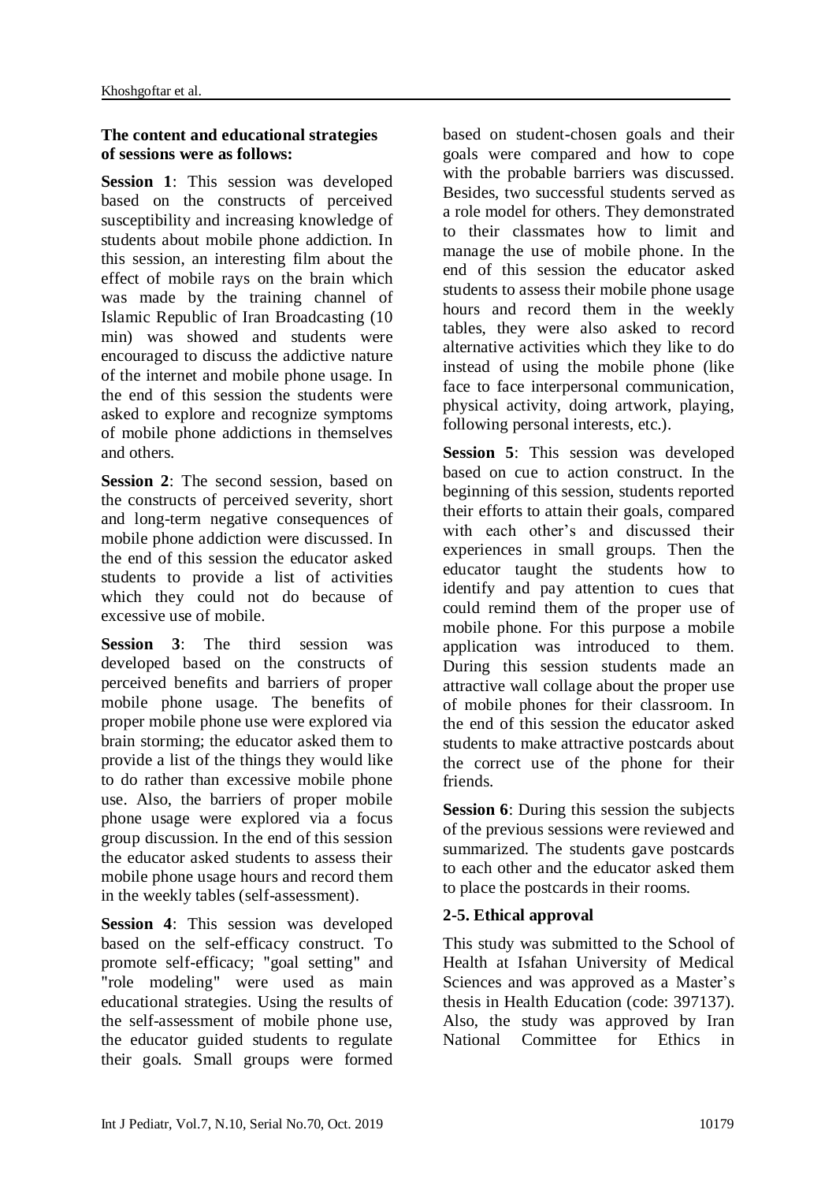**The content and educational strategies of sessions were as follows:**

**Session 1**: This session was developed based on the constructs of perceived susceptibility and increasing knowledge of students about mobile phone addiction. In this session, an interesting film about the effect of mobile rays on the brain which was made by the training channel of Islamic Republic of Iran Broadcasting (10 min) was showed and students were encouraged to discuss the addictive nature of the internet and mobile phone usage. In the end of this session the students were asked to explore and recognize symptoms of mobile phone addictions in themselves and others.

**Session 2**: The second session, based on the constructs of perceived severity, short and long-term negative consequences of mobile phone addiction were discussed. In the end of this session the educator asked students to provide a list of activities which they could not do because of excessive use of mobile.

**Session 3**: The third session was developed based on the constructs of perceived benefits and barriers of proper mobile phone usage. The benefits of proper mobile phone use were explored via brain storming; the educator asked them to provide a list of the things they would like to do rather than excessive mobile phone use. Also, the barriers of proper mobile phone usage were explored via a focus group discussion. In the end of this session the educator asked students to assess their mobile phone usage hours and record them in the weekly tables (self-assessment).

**Session 4**: This session was developed based on the self-efficacy construct. To promote self-efficacy; "goal setting" and "role modeling" were used as main educational strategies. Using the results of the self-assessment of mobile phone use, the educator guided students to regulate their goals. Small groups were formed based on student-chosen goals and their goals were compared and how to cope with the probable barriers was discussed. Besides, two successful students served as a role model for others. They demonstrated to their classmates how to limit and manage the use of mobile phone. In the end of this session the educator asked students to assess their mobile phone usage hours and record them in the weekly tables, they were also asked to record alternative activities which they like to do instead of using the mobile phone (like face to face interpersonal communication, physical activity, doing artwork, playing, following personal interests, etc.).

**Session 5**: This session was developed based on cue to action construct. In the beginning of this session, students reported their efforts to attain their goals, compared with each other's and discussed their experiences in small groups. Then the educator taught the students how to identify and pay attention to cues that could remind them of the proper use of mobile phone. For this purpose a mobile application was introduced to them. During this session students made an attractive wall collage about the proper use of mobile phones for their classroom. In the end of this session the educator asked students to make attractive postcards about the correct use of the phone for their friends.

**Session 6**: During this session the subjects of the previous sessions were reviewed and summarized. The students gave postcards to each other and the educator asked them to place the postcards in their rooms.

### 2-5. Ethical approval

This study was submitted to the School of Health at Isfahan University of Medical Sciences and was approved as a Master's thesis in Health Education (code: 397137). Also, the study was approved by Iran National Committee for Ethics in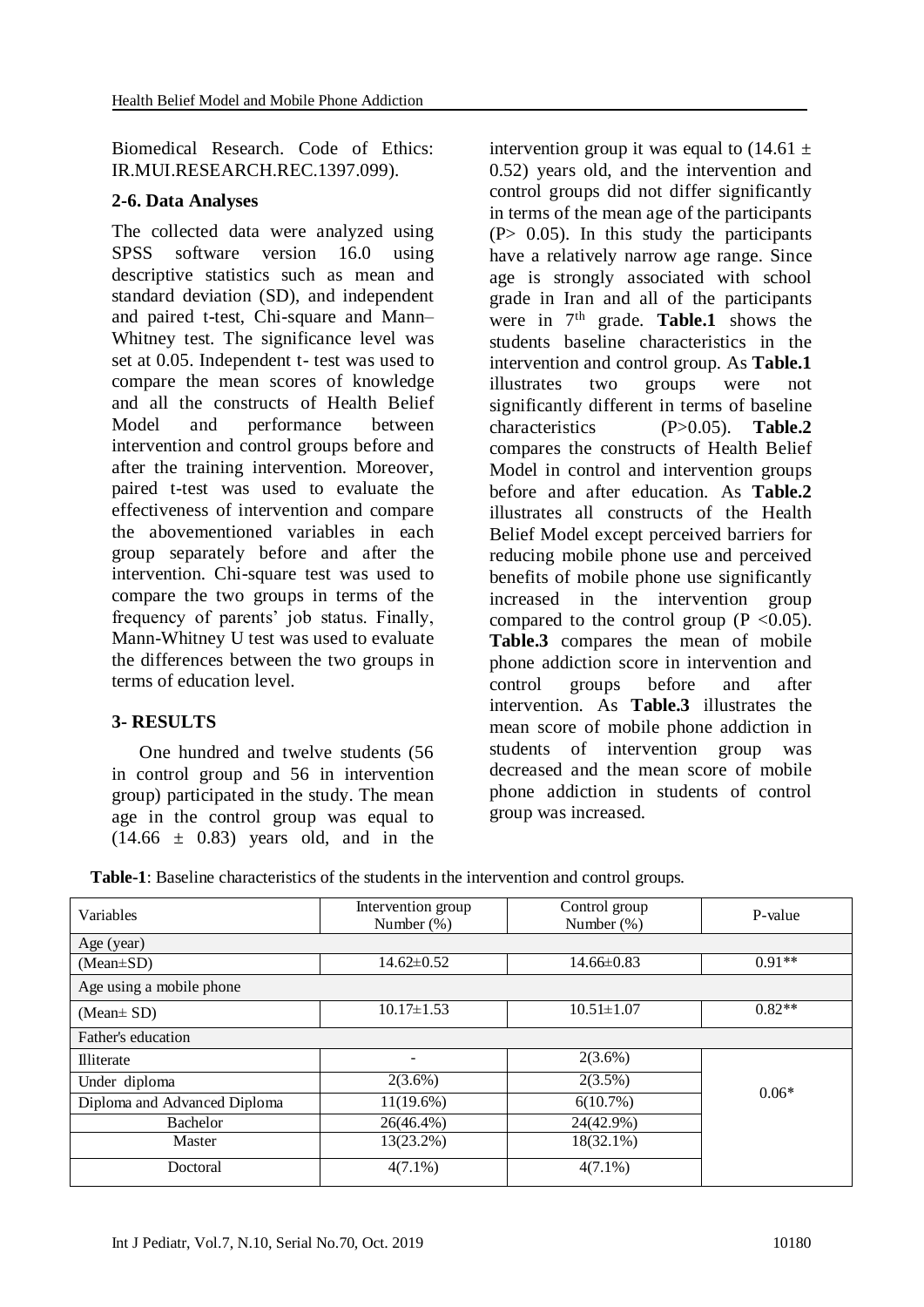Biomedical Research. Code of Ethics: IR.MUI.RESEARCH.REC.1397.099).

### 2-6. Data Analyses

The collected data were analyzed using SPSS software version 16.0 using descriptive statistics such as mean and standard deviation (SD), and independent and paired t-test, Chi-square and Mann–Whitney test. The significance level was set at 0.05. Independent t- test was used to compare the mean scores of knowledge and all the constructs of Health Belief Model and performance between intervention and control groups before and after the training intervention. Moreover, paired t-test was used to evaluate the effectiveness of intervention and compare the abovementioned variables in each group separately before and after the intervention. Chi-square test was used to compare the two groups in terms of the frequency of parents' job status. Finally, Mann-Whitney U test was used to evaluate the differences between the two groups in terms of education level.

## 3- RESULTS

One hundred and twelve students (56 in control group and 56 in intervention group) participated in the study. The mean age in the control group was equal to (14.66 ± 0.83) years old, and in the intervention group it was equal to (14.61 ± 0.52) years old, and the intervention and control groups did not differ significantly in terms of the mean age of the participants (P> 0.05). In this study the participants have a relatively narrow age range. Since age is strongly associated with school grade in Iran and all of the participants were in 7th grade. **Table.1** shows the students baseline characteristics in the intervention and control group. As **Table.1** illustrates two groups were not significantly different in terms of baseline characteristics (P>0.05). **Table.2** compares the constructs of Health Belief Model in control and intervention groups before and after education. As **Table.2** illustrates all constructs of the Health Belief Model except perceived barriers for reducing mobile phone use and perceived benefits of mobile phone use significantly increased in the intervention group compared to the control group (P <0.05). **Table.3** compares the mean of mobile phone addiction score in intervention and control groups before and after intervention. As **Table.3** illustrates the mean score of mobile phone addiction in students of intervention group was decreased and the mean score of mobile phone addiction in students of control group was increased.

**Table-1**: Baseline characteristics of the students in the intervention and control groups.

| Variables | Intervention group Number (%) | Control group Number (%) | P-value |
|---|---|---|---|
| Age (year) | | | |
| (Mean±SD) | 14.62±0.52 | 14.66±0.83 | 0.91** |
| Age using a mobile phone | | | |
| (Mean± SD) | 10.17±1.53 | 10.51±1.07 | 0.82** |
| Father's education | | | |
| Illiterate | - | 2(3.6%) | 0.06* |
| Under diploma | 2(3.6%) | 2(3.5%) | |
| Diploma and Advanced Diploma | 11(19.6%) | 6(10.7%) | |
| Bachelor | 26(46.4%) | 24(42.9%) | |
| Master | 13(23.2%) | 18(32.1%) | |
| Doctoral | 4(7.1%) | 4(7.1%) | |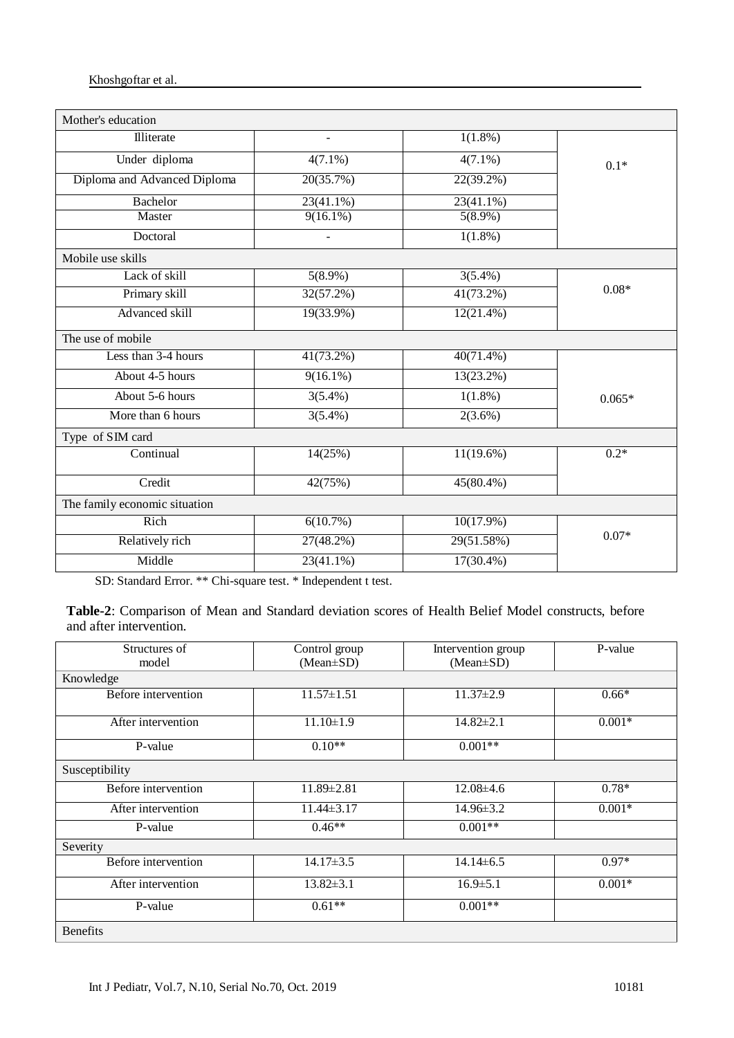| Mother's education | | | |
|---|---|---|---|
| Illiterate | - | 1(1.8%) | 0.1* |
| Under diploma | 4(7.1%) | 4(7.1%) | |
| Diploma and Advanced Diploma | 20(35.7%) | 22(39.2%) | |
| Bachelor | 23(41.1%) | 23(41.1%) | |
| Master | 9(16.1%) | 5(8.9%) | |
| Doctoral | - | 1(1.8%) | |
| **Mobile use skills** | | | |
| Lack of skill | 5(8.9%) | 3(5.4%) | 0.08* |
| Primary skill | 32(57.2%) | 41(73.2%) | |
| Advanced skill | 19(33.9%) | 12(21.4%) | |
| **The use of mobile** | | | |
| Less than 3-4 hours | 41(73.2%) | 40(71.4%) | 0.065* |
| About 4-5 hours | 9(16.1%) | 13(23.2%) | |
| About 5-6 hours | 3(5.4%) | 1(1.8%) | |
| More than 6 hours | 3(5.4%) | 2(3.6%) | |
| **Type of SIM card** | | | |
| Continual | 14(25%) | 11(19.6%) | 0.2* |
| Credit | 42(75%) | 45(80.4%) | |
| **The family economic situation** | | | |
| Rich | 6(10.7%) | 10(17.9%) | 0.07* |
| Relatively rich | 27(48.2%) | 29(51.58%) | |
| Middle | 23(41.1%) | 17(30.4%) | |

SD: Standard Error. ** Chi-square test. * Independent t test.

**Table-2**: Comparison of Mean and Standard deviation scores of Health Belief Model constructs, before and after intervention.

| Structures of model | Control group (Mean±SD) | Intervention group (Mean±SD) | P-value |
|---|---|---|---|
| **Knowledge** | | | |
| Before intervention | 11.57±1.51 | 11.37±2.9 | 0.66* |
| After intervention | 11.10±1.9 | 14.82±2.1 | 0.001* |
| P-value | 0.10** | 0.001** | |
| **Susceptibility** | | | |
| Before intervention | 11.89±2.81 | 12.08±4.6 | 0.78* |
| After intervention | 11.44±3.17 | 14.96±3.2 | 0.001* |
| P-value | 0.46** | 0.001** | |
| **Severity** | | | |
| Before intervention | 14.17±3.5 | 14.14±6.5 | 0.97* |
| After intervention | 13.82±3.1 | 16.9±5.1 | 0.001* |
| P-value | 0.61** | 0.001** | |
| **Benefits** | | | |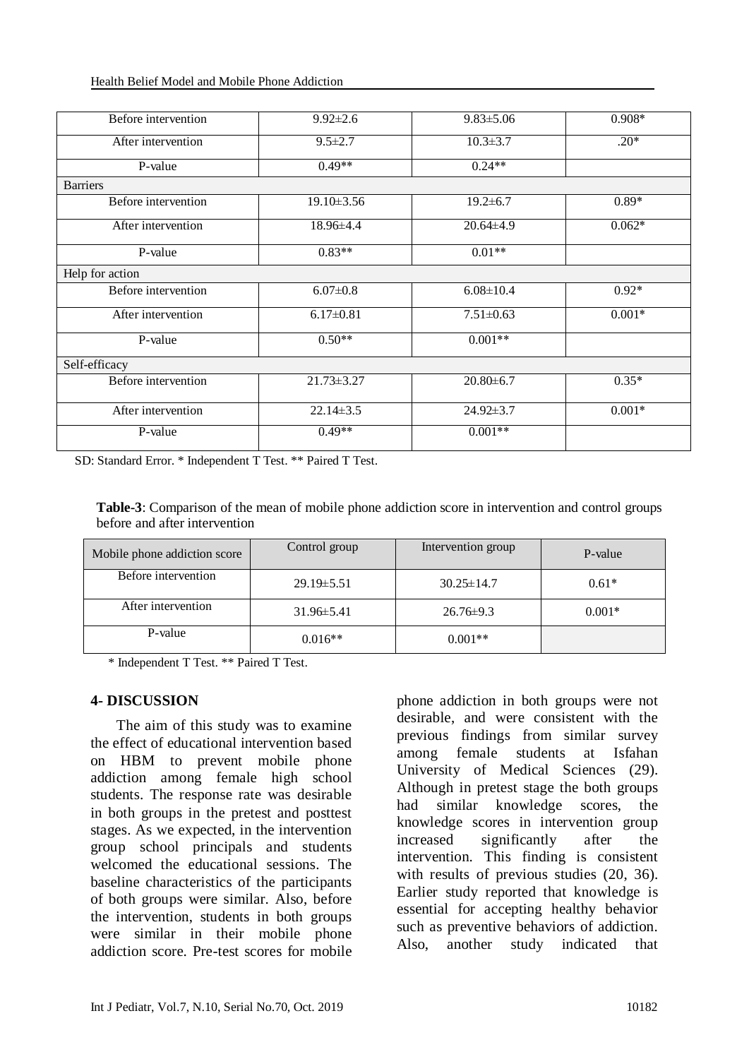| | | | |
|---|---|---|---|
| Before intervention | 9.92±2.6 | 9.83±5.06 | 0.908* |
| After intervention | 9.5±2.7 | 10.3±3.7 | .20* |
| P-value | 0.49** | 0.24** | |
| Barriers | | | |
| Before intervention | 19.10±3.56 | 19.2±6.7 | 0.89* |
| After intervention | 18.96±4.4 | 20.64±4.9 | 0.062* |
| P-value | 0.83** | 0.01** | |
| Help for action | | | |
| Before intervention | 6.07±0.8 | 6.08±10.4 | 0.92* |
| After intervention | 6.17±0.81 | 7.51±0.63 | 0.001* |
| P-value | 0.50** | 0.001** | |
| Self-efficacy | | | |
| Before intervention | 21.73±3.27 | 20.80±6.7 | 0.35* |
| After intervention | 22.14±3.5 | 24.92±3.7 | 0.001* |
| P-value | 0.49** | 0.001** | |

SD: Standard Error. * Independent T Test. ** Paired T Test.

**Table-3**: Comparison of the mean of mobile phone addiction score in intervention and control groups before and after intervention

| Mobile phone addiction score | Control group | Intervention group | P-value |
|---|---|---|---|
| Before intervention | 29.19±5.51 | 30.25±14.7 | 0.61* |
| After intervention | 31.96±5.41 | 26.76±9.3 | 0.001* |
| P-value | 0.016** | 0.001** | |

* Independent T Test. ** Paired T Test.

## 4- DISCUSSION

The aim of this study was to examine the effect of educational intervention based on HBM to prevent mobile phone addiction among female high school students. The response rate was desirable in both groups in the pretest and posttest stages. As we expected, in the intervention group school principals and students welcomed the educational sessions. The baseline characteristics of the participants of both groups were similar. Also, before the intervention, students in both groups were similar in their mobile phone addiction score. Pre-test scores for mobile phone addiction in both groups were not desirable, and were consistent with the previous findings from similar survey among female students at Isfahan University of Medical Sciences (29). Although in pretest stage the both groups had similar knowledge scores, the knowledge scores in intervention group increased significantly after the intervention. This finding is consistent with results of previous studies (20, 36). Earlier study reported that knowledge is essential for accepting healthy behavior such as preventive behaviors of addiction. Also, another study indicated that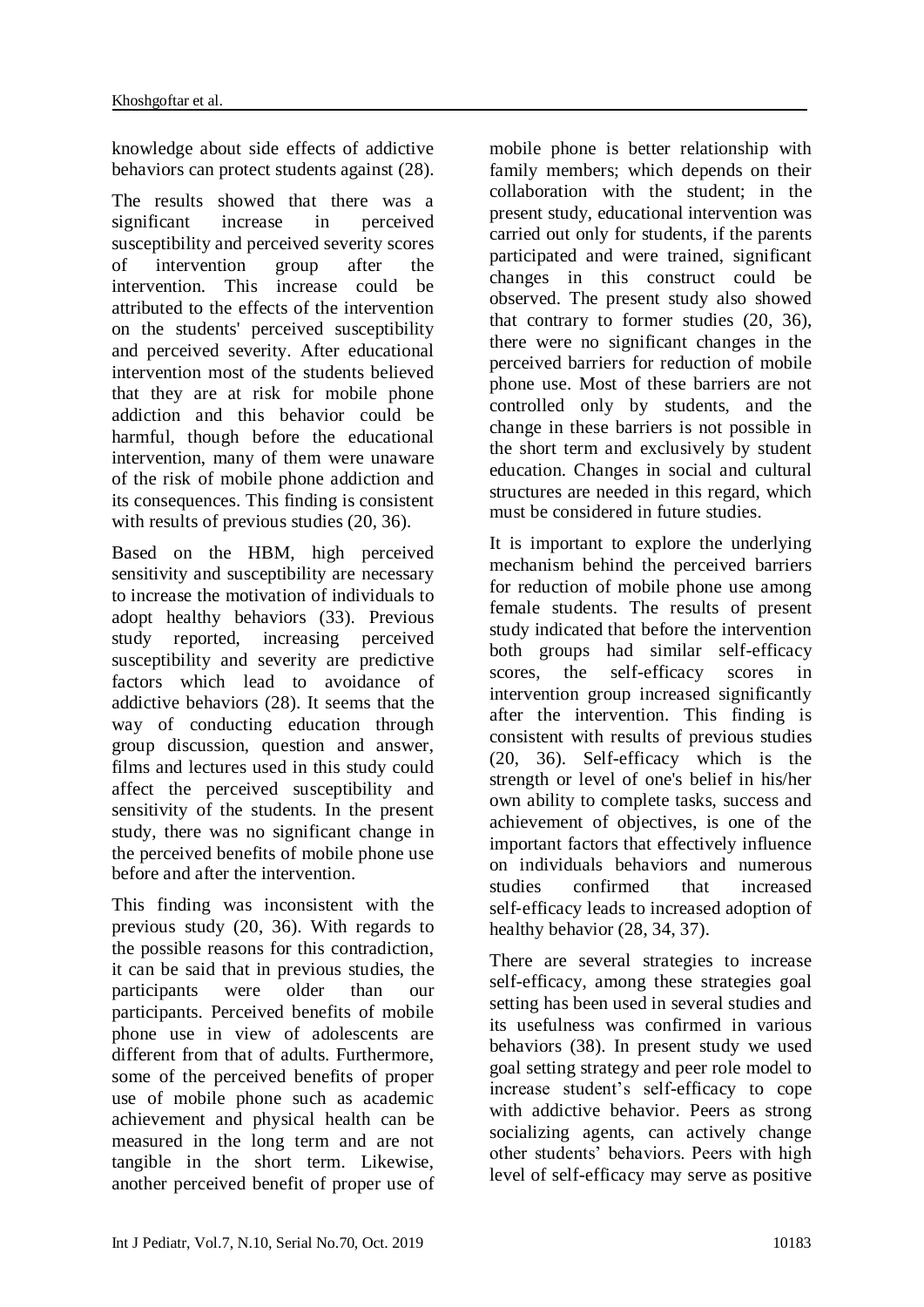knowledge about side effects of addictive behaviors can protect students against (28).

The results showed that there was a significant increase in perceived susceptibility and perceived severity scores of intervention group after the intervention. This increase could be attributed to the effects of the intervention on the students' perceived susceptibility and perceived severity. After educational intervention most of the students believed that they are at risk for mobile phone addiction and this behavior could be harmful, though before the educational intervention, many of them were unaware of the risk of mobile phone addiction and its consequences. This finding is consistent with results of previous studies (20, 36).

Based on the HBM, high perceived sensitivity and susceptibility are necessary to increase the motivation of individuals to adopt healthy behaviors (33). Previous study reported, increasing perceived susceptibility and severity are predictive factors which lead to avoidance of addictive behaviors (28). It seems that the way of conducting education through group discussion, question and answer, films and lectures used in this study could affect the perceived susceptibility and sensitivity of the students. In the present study, there was no significant change in the perceived benefits of mobile phone use before and after the intervention.

This finding was inconsistent with the previous study (20, 36). With regards to the possible reasons for this contradiction, it can be said that in previous studies, the participants were older than our participants. Perceived benefits of mobile phone use in view of adolescents are different from that of adults. Furthermore, some of the perceived benefits of proper use of mobile phone such as academic achievement and physical health can be measured in the long term and are not tangible in the short term. Likewise, another perceived benefit of proper use of mobile phone is better relationship with family members; which depends on their collaboration with the student; in the present study, educational intervention was carried out only for students, if the parents participated and were trained, significant changes in this construct could be observed. The present study also showed that contrary to former studies (20, 36), there were no significant changes in the perceived barriers for reduction of mobile phone use. Most of these barriers are not controlled only by students, and the change in these barriers is not possible in the short term and exclusively by student education. Changes in social and cultural structures are needed in this regard, which must be considered in future studies.

It is important to explore the underlying mechanism behind the perceived barriers for reduction of mobile phone use among female students. The results of present study indicated that before the intervention both groups had similar self-efficacy scores, the self-efficacy scores in intervention group increased significantly after the intervention. This finding is consistent with results of previous studies (20, 36). Self-efficacy which is the strength or level of one's belief in his/her own ability to complete tasks, success and achievement of objectives, is one of the important factors that effectively influence on individuals behaviors and numerous studies confirmed that increased self-efficacy leads to increased adoption of healthy behavior (28, 34, 37).

There are several strategies to increase self-efficacy, among these strategies goal setting has been used in several studies and its usefulness was confirmed in various behaviors (38). In present study we used goal setting strategy and peer role model to increase student's self-efficacy to cope with addictive behavior. Peers as strong socializing agents, can actively change other students' behaviors. Peers with high level of self-efficacy may serve as positive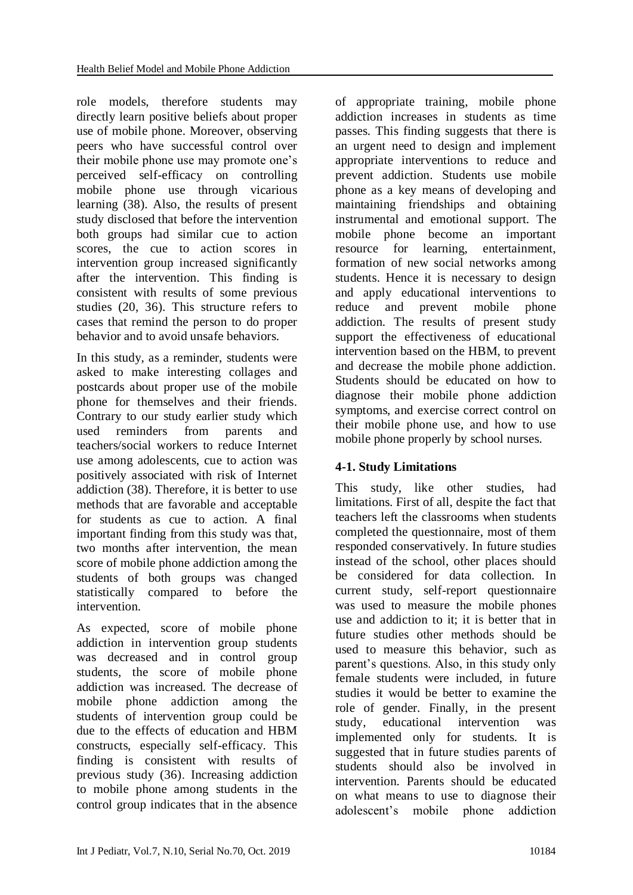role models, therefore students may directly learn positive beliefs about proper use of mobile phone. Moreover, observing peers who have successful control over their mobile phone use may promote one's perceived self-efficacy on controlling mobile phone use through vicarious learning (38). Also, the results of present study disclosed that before the intervention both groups had similar cue to action scores, the cue to action scores in intervention group increased significantly after the intervention. This finding is consistent with results of some previous studies (20, 36). This structure refers to cases that remind the person to do proper behavior and to avoid unsafe behaviors.

In this study, as a reminder, students were asked to make interesting collages and postcards about proper use of the mobile phone for themselves and their friends. Contrary to our study earlier study which used reminders from parents and teachers/social workers to reduce Internet use among adolescents, cue to action was positively associated with risk of Internet addiction (38). Therefore, it is better to use methods that are favorable and acceptable for students as cue to action. A final important finding from this study was that, two months after intervention, the mean score of mobile phone addiction among the students of both groups was changed statistically compared to before the intervention.

As expected, score of mobile phone addiction in intervention group students was decreased and in control group students, the score of mobile phone addiction was increased. The decrease of mobile phone addiction among the students of intervention group could be due to the effects of education and HBM constructs, especially self-efficacy. This finding is consistent with results of previous study (36). Increasing addiction to mobile phone among students in the control group indicates that in the absence of appropriate training, mobile phone addiction increases in students as time passes. This finding suggests that there is an urgent need to design and implement appropriate interventions to reduce and prevent addiction. Students use mobile phone as a key means of developing and maintaining friendships and obtaining instrumental and emotional support. The mobile phone become an important resource for learning, entertainment, formation of new social networks among students. Hence it is necessary to design and apply educational interventions to reduce and prevent mobile phone addiction. The results of present study support the effectiveness of educational intervention based on the HBM, to prevent and decrease the mobile phone addiction. Students should be educated on how to diagnose their mobile phone addiction symptoms, and exercise correct control on their mobile phone use, and how to use mobile phone properly by school nurses.

### 4-1. Study Limitations

This study, like other studies, had limitations. First of all, despite the fact that teachers left the classrooms when students completed the questionnaire, most of them responded conservatively. In future studies instead of the school, other places should be considered for data collection. In current study, self-report questionnaire was used to measure the mobile phones use and addiction to it; it is better that in future studies other methods should be used to measure this behavior, such as parent's questions. Also, in this study only female students were included, in future studies it would be better to examine the role of gender. Finally, in the present study, educational intervention was implemented only for students. It is suggested that in future studies parents of students should also be involved in intervention. Parents should be educated on what means to use to diagnose their adolescent's mobile phone addiction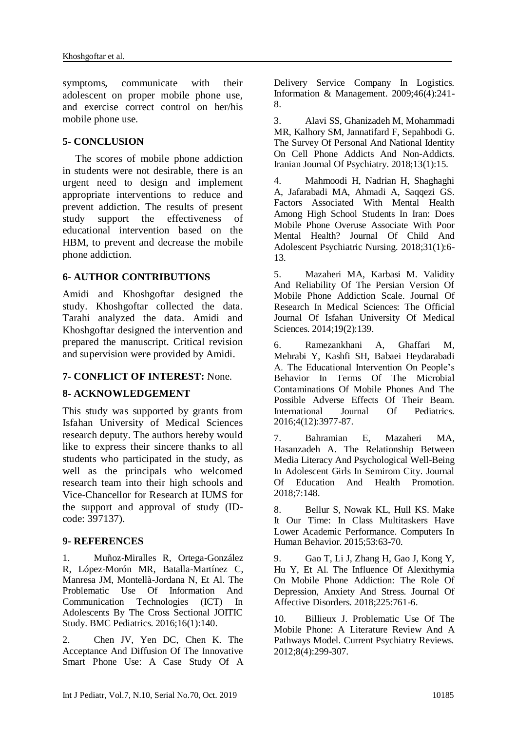symptoms, communicate with their adolescent on proper mobile phone use, and exercise correct control on her/his mobile phone use.

## 5- CONCLUSION

The scores of mobile phone addiction in students were not desirable, there is an urgent need to design and implement appropriate interventions to reduce and prevent addiction. The results of present study support the effectiveness of educational intervention based on the HBM, to prevent and decrease the mobile phone addiction.

## 6- AUTHOR CONTRIBUTIONS

Amidi and Khoshgoftar designed the study. Khoshgoftar collected the data. Tarahi analyzed the data. Amidi and Khoshgoftar designed the intervention and prepared the manuscript. Critical revision and supervision were provided by Amidi.

## 7- CONFLICT OF INTEREST: None.

## 8- ACKNOWLEDGEMENT

This study was supported by grants from Isfahan University of Medical Sciences research deputy. The authors hereby would like to express their sincere thanks to all students who participated in the study, as well as the principals who welcomed research team into their high schools and Vice-Chancellor for Research at IUMS for the support and approval of study (ID-code: 397137).

## 9- REFERENCES

1. Muñoz-Miralles R, Ortega-González R, López-Morón MR, Batalla-Martínez C, Manresa JM, Montellà-Jordana N, Et Al. The Problematic Use Of Information And Communication Technologies (ICT) In Adolescents By The Cross Sectional JOITIC Study. BMC Pediatrics. 2016;16(1):140.

2. Chen JV, Yen DC, Chen K. The Acceptance And Diffusion Of The Innovative Smart Phone Use: A Case Study Of A Delivery Service Company In Logistics. Information & Management. 2009;46(4):241-8.

3. Alavi SS, Ghanizadeh M, Mohammadi MR, Kalhory SM, Jannatifard F, Sepahbodi G. The Survey Of Personal And National Identity On Cell Phone Addicts And Non-Addicts. Iranian Journal Of Psychiatry. 2018;13(1):15.

4. Mahmoodi H, Nadrian H, Shaghaghi A, Jafarabadi MA, Ahmadi A, Saqqezi GS. Factors Associated With Mental Health Among High School Students In Iran: Does Mobile Phone Overuse Associate With Poor Mental Health? Journal Of Child And Adolescent Psychiatric Nursing. 2018;31(1):6-13.

5. Mazaheri MA, Karbasi M. Validity And Reliability Of The Persian Version Of Mobile Phone Addiction Scale. Journal Of Research In Medical Sciences: The Official Journal Of Isfahan University Of Medical Sciences. 2014;19(2):139.

6. Ramezankhani A, Ghaffari M, Mehrabi Y, Kashfi SH, Babaei Heydarabadi A. The Educational Intervention On People's Behavior In Terms Of The Microbial Contaminations Of Mobile Phones And The Possible Adverse Effects Of Their Beam. International Journal Of Pediatrics. 2016;4(12):3977-87.

7. Bahramian E, Mazaheri MA, Hasanzadeh A. The Relationship Between Media Literacy And Psychological Well-Being In Adolescent Girls In Semirom City. Journal Of Education And Health Promotion. 2018;7:148.

8. Bellur S, Nowak KL, Hull KS. Make It Our Time: In Class Multitaskers Have Lower Academic Performance. Computers In Human Behavior. 2015;53:63-70.

9. Gao T, Li J, Zhang H, Gao J, Kong Y, Hu Y, Et Al. The Influence Of Alexithymia On Mobile Phone Addiction: The Role Of Depression, Anxiety And Stress. Journal Of Affective Disorders. 2018;225:761-6.

10. Billieux J. Problematic Use Of The Mobile Phone: A Literature Review And A Pathways Model. Current Psychiatry Reviews. 2012;8(4):299-307.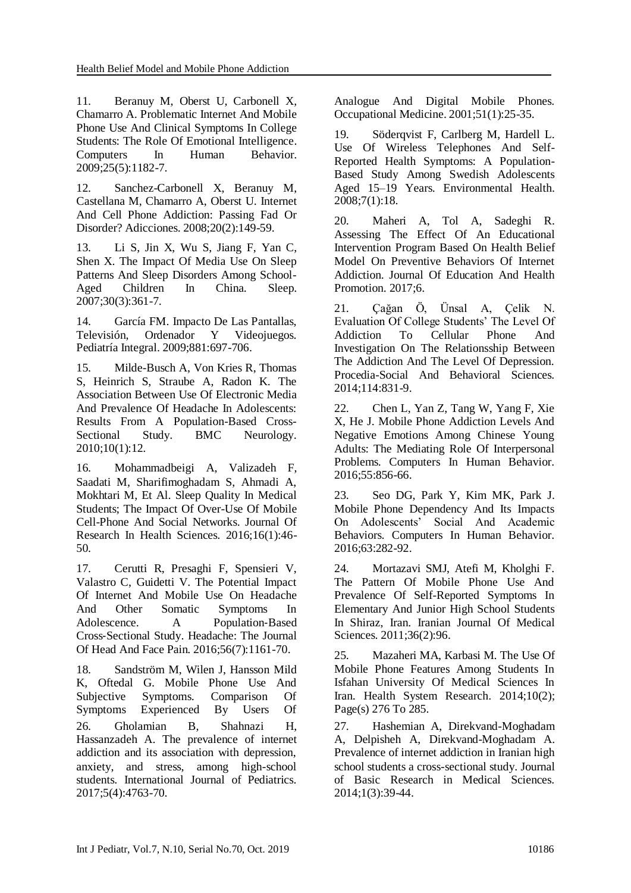11. Beranuy M, Oberst U, Carbonell X, Chamarro A. Problematic Internet And Mobile Phone Use And Clinical Symptoms In College Students: The Role Of Emotional Intelligence. Computers In Human Behavior. 2009;25(5):1182-7.

12. Sanchez-Carbonell X, Beranuy M, Castellana M, Chamarro A, Oberst U. Internet And Cell Phone Addiction: Passing Fad Or Disorder? Adicciones. 2008;20(2):149-59.

13. Li S, Jin X, Wu S, Jiang F, Yan C, Shen X. The Impact Of Media Use On Sleep Patterns And Sleep Disorders Among School-Aged Children In China. Sleep. 2007;30(3):361-7.

14. García FM. Impacto De Las Pantallas, Televisión, Ordenador Y Videojuegos. Pediatría Integral. 2009;881:697-706.

15. Milde-Busch A, Von Kries R, Thomas S, Heinrich S, Straube A, Radon K. The Association Between Use Of Electronic Media And Prevalence Of Headache In Adolescents: Results From A Population-Based Cross-Sectional Study. BMC Neurology. 2010;10(1):12.

16. Mohammadbeigi A, Valizadeh F, Saadati M, Sharifimoghadam S, Ahmadi A, Mokhtari M, Et Al. Sleep Quality In Medical Students; The Impact Of Over-Use Of Mobile Cell-Phone And Social Networks. Journal Of Research In Health Sciences. 2016;16(1):46-50.

17. Cerutti R, Presaghi F, Spensieri V, Valastro C, Guidetti V. The Potential Impact Of Internet And Mobile Use On Headache And Other Somatic Symptoms In Adolescence. A Population-Based Cross-Sectional Study. Headache: The Journal Of Head And Face Pain. 2016;56(7):1161-70.

18. Sandström M, Wilen J, Hansson Mild K, Oftedal G. Mobile Phone Use And Subjective Symptoms. Comparison Of Symptoms Experienced By Users Of Analogue And Digital Mobile Phones. Occupational Medicine. 2001;51(1):25-35.

19. Söderqvist F, Carlberg M, Hardell L. Use Of Wireless Telephones And Self-Reported Health Symptoms: A Population-Based Study Among Swedish Adolescents Aged 15–19 Years. Environmental Health. 2008;7(1):18.

20. Maheri A, Tol A, Sadeghi R. Assessing The Effect Of An Educational Intervention Program Based On Health Belief Model On Preventive Behaviors Of Internet Addiction. Journal Of Education And Health Promotion. 2017;6.

21. Çağan Ö, Ünsal A, Çelik N. Evaluation Of College Students' The Level Of Addiction To Cellular Phone And Investigation On The Relationsship Between The Addiction And The Level Of Depression. Procedia-Social And Behavioral Sciences. 2014;114:831-9.

22. Chen L, Yan Z, Tang W, Yang F, Xie X, He J. Mobile Phone Addiction Levels And Negative Emotions Among Chinese Young Adults: The Mediating Role Of Interpersonal Problems. Computers In Human Behavior. 2016;55:856-66.

23. Seo DG, Park Y, Kim MK, Park J. Mobile Phone Dependency And Its Impacts On Adolescents' Social And Academic Behaviors. Computers In Human Behavior. 2016;63:282-92.

24. Mortazavi SMJ, Atefi M, Kholghi F. The Pattern Of Mobile Phone Use And Prevalence Of Self-Reported Symptoms In Elementary And Junior High School Students In Shiraz, Iran. Iranian Journal Of Medical Sciences. 2011;36(2):96.

25. Mazaheri MA, Karbasi M. The Use Of Mobile Phone Features Among Students In Isfahan University Of Medical Sciences In Iran. Health System Research. 2014;10(2); Page(s) 276 To 285.

26. Gholamian B, Shahnazi H, Hassanzadeh A. The prevalence of internet addiction and its association with depression, anxiety, and stress, among high-school students. International Journal of Pediatrics. 2017;5(4):4763-70.

27. Hashemian A, Direkvand-Moghadam A, Delpisheh A, Direkvand-Moghadam A. Prevalence of internet addiction in Iranian high school students a cross-sectional study. Journal of Basic Research in Medical Sciences. 2014;1(3):39-44.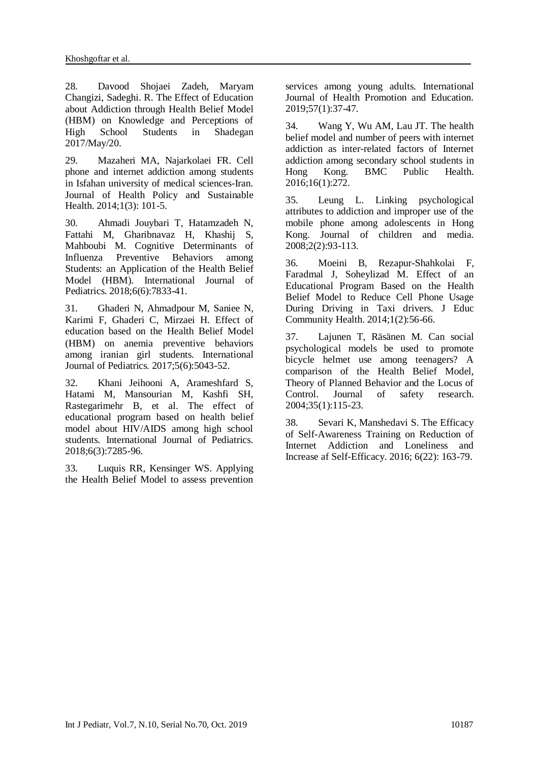28. Davood Shojaei Zadeh, Maryam Changizi, Sadeghi. R. The Effect of Education about Addiction through Health Belief Model (HBM) on Knowledge and Perceptions of High School Students in Shadegan 2017/May/20.

29. Mazaheri MA, Najarkolaei FR. Cell phone and internet addiction among students in Isfahan university of medical sciences-Iran. Journal of Health Policy and Sustainable Health. 2014;1(3): 101-5.

30. Ahmadi Jouybari T, Hatamzadeh N, Fattahi M, Gharibnavaz H, Khashij S, Mahboubi M. Cognitive Determinants of Influenza Preventive Behaviors among Students: an Application of the Health Belief Model (HBM). International Journal of Pediatrics. 2018;6(6):7833-41.

31. Ghaderi N, Ahmadpour M, Saniee N, Karimi F, Ghaderi C, Mirzaei H. Effect of education based on the Health Belief Model (HBM) on anemia preventive behaviors among iranian girl students. International Journal of Pediatrics. 2017;5(6):5043-52.

32. Khani Jeihooni A, Arameshfard S, Hatami M, Mansourian M, Kashfi SH, Rastegarimehr B, et al. The effect of educational program based on health belief model about HIV/AIDS among high school students. International Journal of Pediatrics. 2018;6(3):7285-96.

33. Luquis RR, Kensinger WS. Applying the Health Belief Model to assess prevention services among young adults. International Journal of Health Promotion and Education. 2019;57(1):37-47.

34. Wang Y, Wu AM, Lau JT. The health belief model and number of peers with internet addiction as inter-related factors of Internet addiction among secondary school students in Hong Kong. BMC Public Health. 2016;16(1):272.

35. Leung L. Linking psychological attributes to addiction and improper use of the mobile phone among adolescents in Hong Kong. Journal of children and media. 2008;2(2):93-113.

36. Moeini B, Rezapur-Shahkolai F, Faradmal J, Soheylizad M. Effect of an Educational Program Based on the Health Belief Model to Reduce Cell Phone Usage During Driving in Taxi drivers. J Educ Community Health. 2014;1(2):56-66.

37. Lajunen T, Räsänen M. Can social psychological models be used to promote bicycle helmet use among teenagers? A comparison of the Health Belief Model, Theory of Planned Behavior and the Locus of Control. Journal of safety research. 2004;35(1):115-23.

38. Sevari K, Manshedavi S. The Efficacy of Self-Awareness Training on Reduction of Internet Addiction and Loneliness and Increase af Self-Efficacy. 2016; 6(22): 163-79.